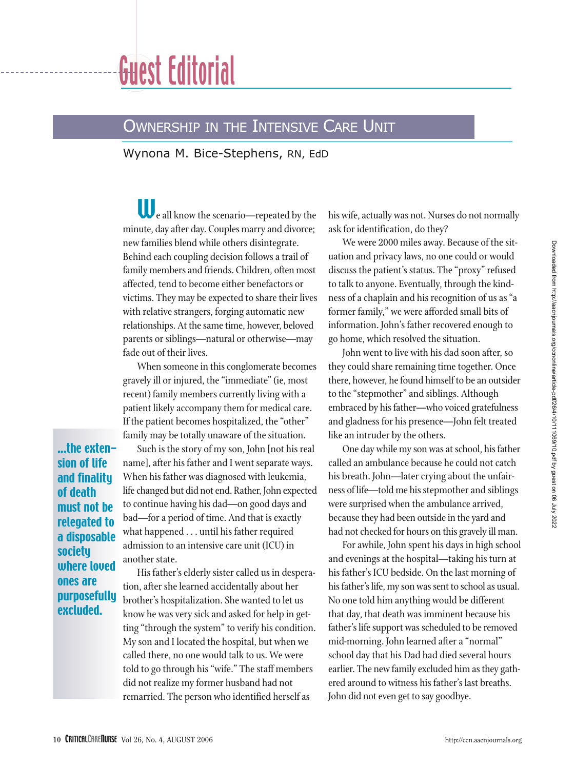# Guest Editorial

## Ownership in the Intensive Care Unit

Wynona M. Bice-Stephens, RN, EdD

We all know the scenario—repeated by the minute, day after day. Couples marry and divorce; new families blend while others disintegrate. Behind each coupling decision follows a trail of family members and friends. Children, often most affected, tend to become either benefactors or victims. They may be expected to share their lives with relative strangers, forging automatic new relationships. At the same time, however, beloved parents or siblings—natural or otherwise—may fade out of their lives.

When someone in this conglomerate becomes gravely ill or injured, the "immediate" (ie, most recent) family members currently living with a patient likely accompany them for medical care. If the patient becomes hospitalized, the "other" family may be totally unaware of the situation.

**...the extension of life and finality of death must not be relegated to a disposable society where loved ones are purposefully excluded.**

Such is the story of my son, John [not his real name], after his father and I went separate ways. When his father was diagnosed with leukemia, life changed but did not end. Rather, John expected to continue having his dad—on good days and bad—for a period of time. And that is exactly what happened . . . until his father required admission to an intensive care unit (ICU) in another state.

His father's elderly sister called us in desperation, after she learned accidentally about her brother's hospitalization. She wanted to let us know he was very sick and asked for help in getting "through the system" to verify his condition. My son and I located the hospital, but when we called there, no one would talk to us. We were told to go through his "wife." The staff members did not realize my former husband had not remarried. The person who identified herself as his wife, actually was not. Nurses do not normally ask for identification, do they?

We were 2000 miles away. Because of the situation and privacy laws, no one could or would discuss the patient's status. The "proxy" refused to talk to anyone. Eventually, through the kindness of a chaplain and his recognition of us as "a former family," we were afforded small bits of information. John's father recovered enough to go home, which resolved the situation.

John went to live with his dad soon after, so they could share remaining time together. Once there, however, he found himself to be an outsider to the "stepmother" and siblings. Although embraced by his father—who voiced gratefulness and gladness for his presence—John felt treated like an intruder by the others.

One day while my son was at school, his father called an ambulance because he could not catch his breath. John—later crying about the unfairness of life—told me his stepmother and siblings were surprised when the ambulance arrived, because they had been outside in the yard and had not checked for hours on this gravely ill man.

For awhile, John spent his days in high school and evenings at the hospital—taking his turn at his father's ICU bedside. On the last morning of his father's life, my son was sent to school as usual. No one told him anything would be different that day, that death was imminent because his father's life support was scheduled to be removed mid-morning. John learned after a "normal" school day that his Dad had died several hours earlier. The new family excluded him as they gathered around to witness his father's last breaths. John did not even get to say goodbye.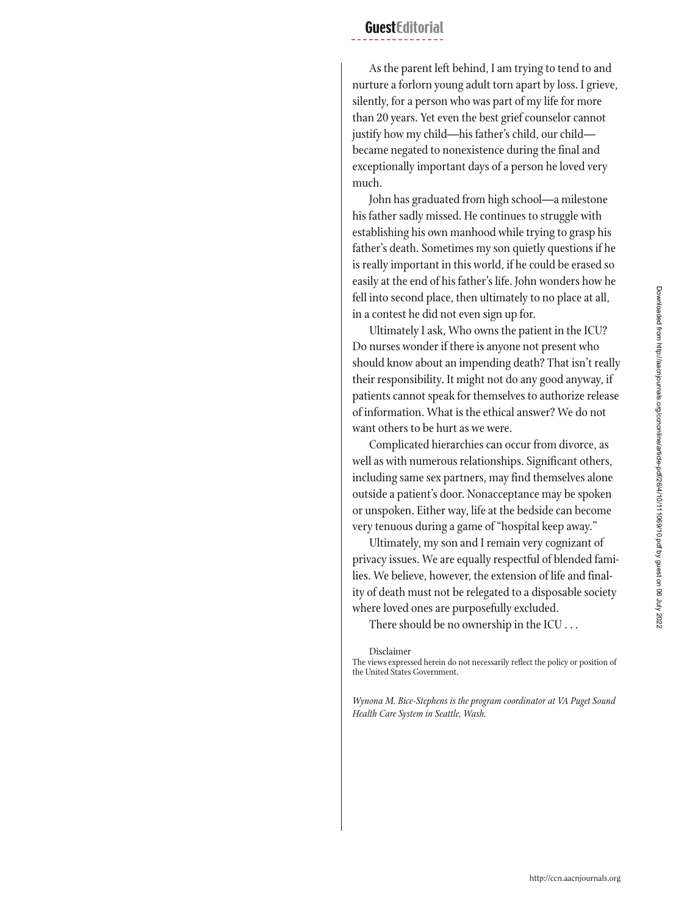As the parent left behind, I am trying to tend to and nurture a forlorn young adult torn apart by loss. I grieve, silently, for a person who was part of my life for more than 20 years. Yet even the best grief counselor cannot justify how my child—his father's child, our child—became negated to nonexistence during the final and exceptionally important days of a person he loved very much.

John has graduated from high school—a milestone his father sadly missed. He continues to struggle with establishing his own manhood while trying to grasp his father's death. Sometimes my son quietly questions if he is really important in this world, if he could be erased so easily at the end of his father's life. John wonders how he fell into second place, then ultimately to no place at all, in a contest he did not even sign up for.

Ultimately I ask, Who owns the patient in the ICU? Do nurses wonder if there is anyone not present who should know about an impending death? That isn't really their responsibility. It might not do any good anyway, if patients cannot speak for themselves to authorize release of information. What is the ethical answer? We do not want others to be hurt as we were.

Complicated hierarchies can occur from divorce, as well as with numerous relationships. Significant others, including same sex partners, may find themselves alone outside a patient's door. Nonacceptance may be spoken or unspoken. Either way, life at the bedside can become very tenuous during a game of "hospital keep away."

Ultimately, my son and I remain very cognizant of privacy issues. We are equally respectful of blended families. We believe, however, the extension of life and finality of death must not be relegated to a disposable society where loved ones are purposefully excluded.

There should be no ownership in the ICU . . .

Disclaimer
The views expressed herein do not necessarily reflect the policy or position of the United States Government.

*Wynona M. Bice-Stephens is the program coordinator at VA Puget Sound Health Care System in Seattle, Wash.*